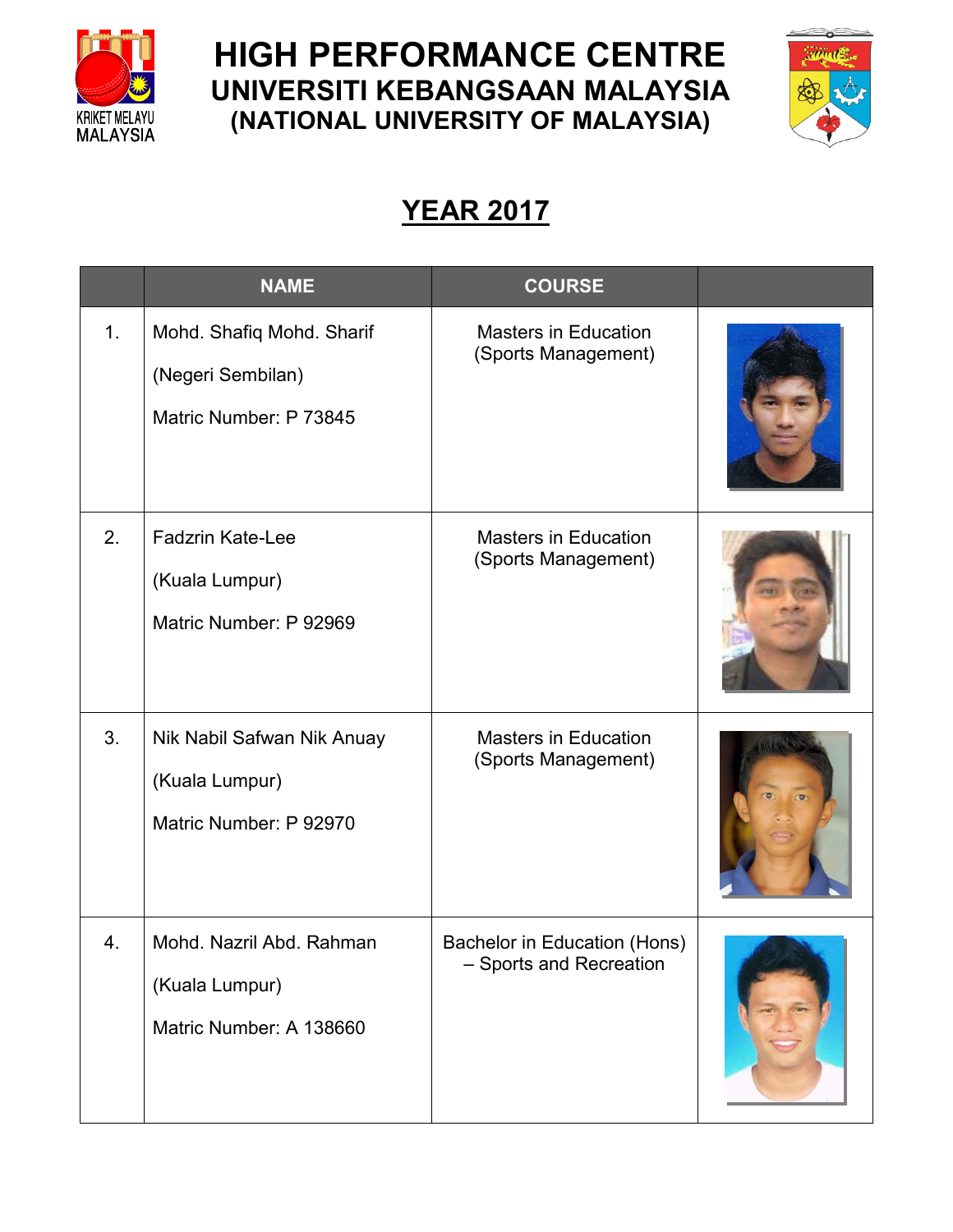# HIGH PERFORMANCE CENTRE
## UNIVERSITI KEBANGSAAN MALAYSIA
## (NATIONAL UNIVERSITY OF MALAYSIA)

## YEAR 2017

| | NAME | COURSE | |
|---|---|---|---|
| 1. | Mohd. Shafiq Mohd. Sharif<br>(Negeri Sembilan)<br>Matric Number: P 73845 | Masters in Education (Sports Management) | |
| 2. | Fadzrin Kate-Lee<br>(Kuala Lumpur)<br>Matric Number: P 92969 | Masters in Education (Sports Management) | |
| 3. | Nik Nabil Safwan Nik Anuay<br>(Kuala Lumpur)<br>Matric Number: P 92970 | Masters in Education (Sports Management) | |
| 4. | Mohd. Nazril Abd. Rahman<br>(Kuala Lumpur)<br>Matric Number: A 138660 | Bachelor in Education (Hons) – Sports and Recreation | |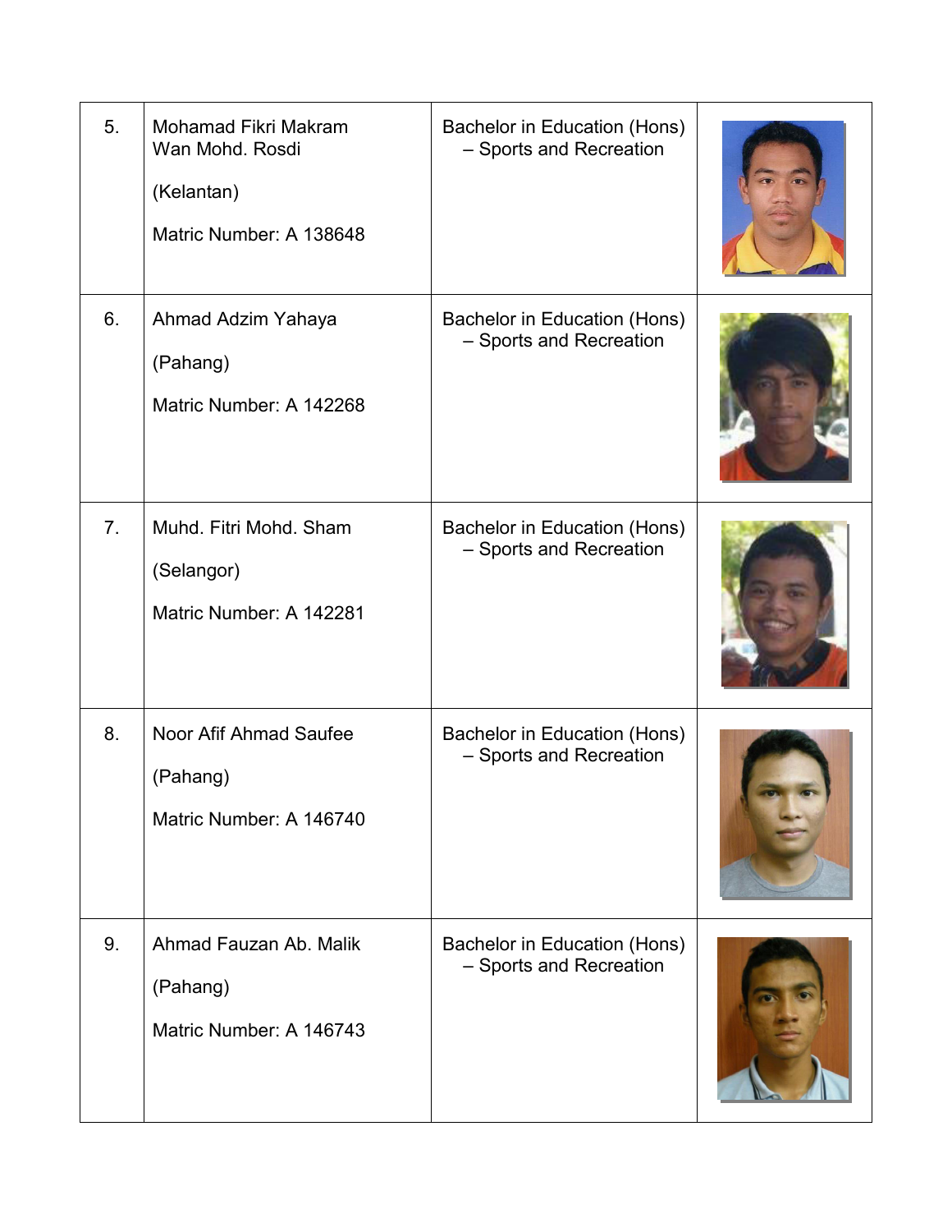| | | | |
|---|---|---|---|
| 5. | Mohamad Fikri Makram Wan Mohd. Rosdi<br><br>(Kelantan)<br><br>Matric Number: A 138648 | Bachelor in Education (Hons) – Sports and Recreation | |
| 6. | Ahmad Adzim Yahaya<br><br>(Pahang)<br><br>Matric Number: A 142268 | Bachelor in Education (Hons) – Sports and Recreation | |
| 7. | Muhd. Fitri Mohd. Sham<br><br>(Selangor)<br><br>Matric Number: A 142281 | Bachelor in Education (Hons) – Sports and Recreation | |
| 8. | Noor Afif Ahmad Saufee<br><br>(Pahang)<br><br>Matric Number: A 146740 | Bachelor in Education (Hons) – Sports and Recreation | |
| 9. | Ahmad Fauzan Ab. Malik<br><br>(Pahang)<br><br>Matric Number: A 146743 | Bachelor in Education (Hons) – Sports and Recreation | |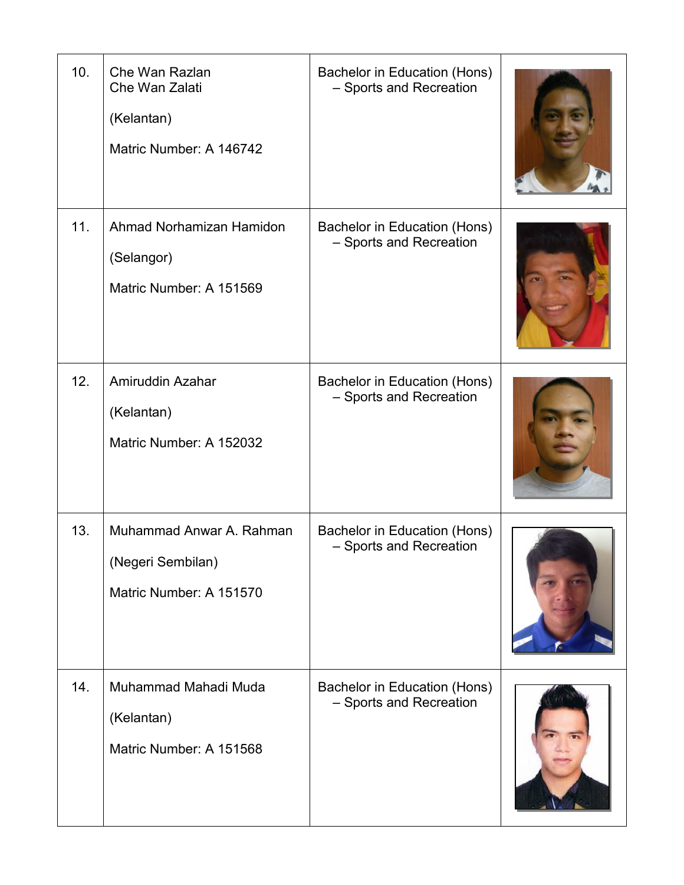| 10. | Che Wan Razlan Che Wan Zalati<br><br>(Kelantan)<br><br>Matric Number: A 146742 | Bachelor in Education (Hons) – Sports and Recreation | |
|---|---|---|---|
| 11. | Ahmad Norhamizan Hamidon<br><br>(Selangor)<br><br>Matric Number: A 151569 | Bachelor in Education (Hons) – Sports and Recreation | |
| 12. | Amiruddin Azahar<br><br>(Kelantan)<br><br>Matric Number: A 152032 | Bachelor in Education (Hons) – Sports and Recreation | |
| 13. | Muhammad Anwar A. Rahman<br><br>(Negeri Sembilan)<br><br>Matric Number: A 151570 | Bachelor in Education (Hons) – Sports and Recreation | |
| 14. | Muhammad Mahadi Muda<br><br>(Kelantan)<br><br>Matric Number: A 151568 | Bachelor in Education (Hons) – Sports and Recreation | |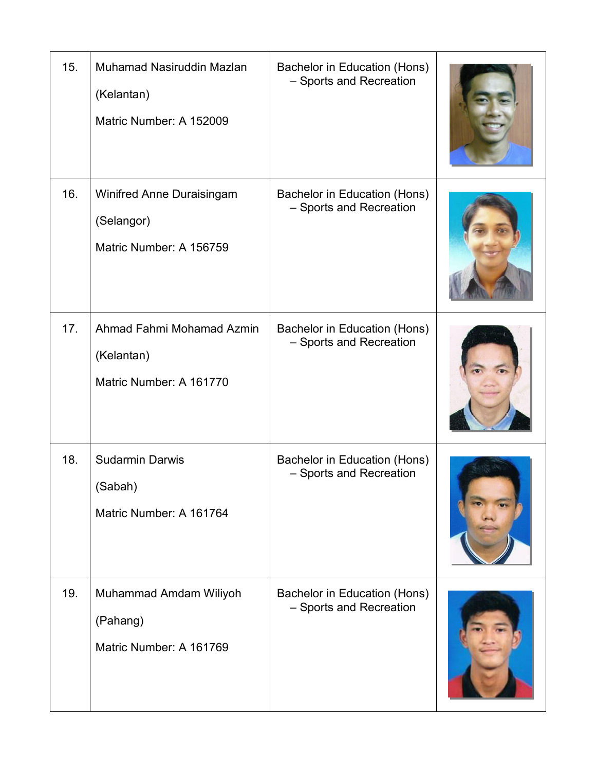| | | | |
|---|---|---|---|
| 15. | Muhamad Nasiruddin Mazlan<br><br>(Kelantan)<br><br>Matric Number: A 152009 | Bachelor in Education (Hons) – Sports and Recreation | |
| 16. | Winifred Anne Duraisingam<br><br>(Selangor)<br><br>Matric Number: A 156759 | Bachelor in Education (Hons) – Sports and Recreation | |
| 17. | Ahmad Fahmi Mohamad Azmin<br><br>(Kelantan)<br><br>Matric Number: A 161770 | Bachelor in Education (Hons) – Sports and Recreation | |
| 18. | Sudarmin Darwis<br><br>(Sabah)<br><br>Matric Number: A 161764 | Bachelor in Education (Hons) – Sports and Recreation | |
| 19. | Muhammad Amdam Wiliyoh<br><br>(Pahang)<br><br>Matric Number: A 161769 | Bachelor in Education (Hons) – Sports and Recreation | |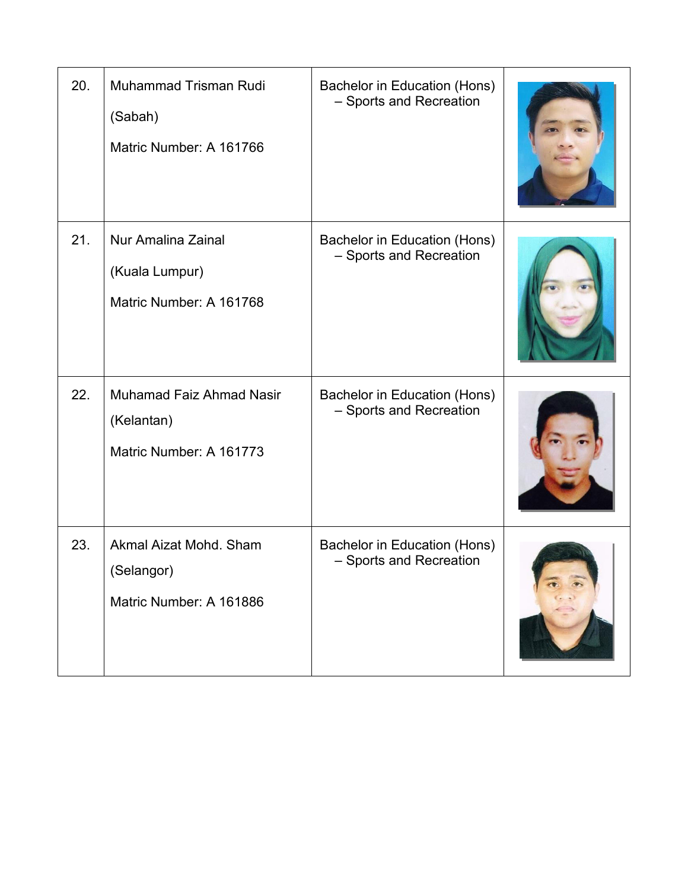| | | | |
|---|---|---|---|
| 20. | Muhammad Trisman Rudi<br><br>(Sabah)<br><br>Matric Number: A 161766 | Bachelor in Education (Hons) – Sports and Recreation | |
| 21. | Nur Amalina Zainal<br><br>(Kuala Lumpur)<br><br>Matric Number: A 161768 | Bachelor in Education (Hons) – Sports and Recreation | |
| 22. | Muhamad Faiz Ahmad Nasir<br><br>(Kelantan)<br><br>Matric Number: A 161773 | Bachelor in Education (Hons) – Sports and Recreation | |
| 23. | Akmal Aizat Mohd. Sham<br><br>(Selangor)<br><br>Matric Number: A 161886 | Bachelor in Education (Hons) – Sports and Recreation | |